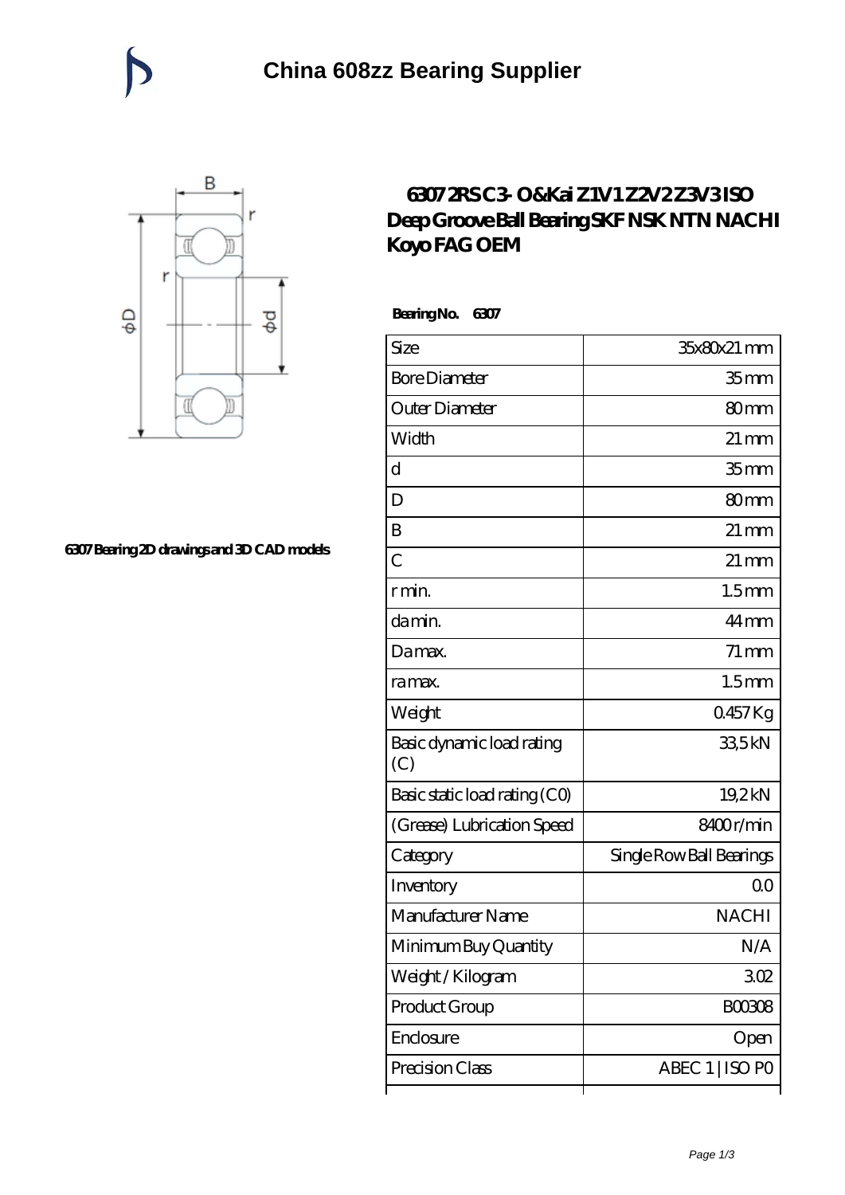# China 608zz Bearing Supplier

6307 Bearing 2D drawings and 3D CAD models

## 6307 2RS C3- O&Kai Z1V1 Z2V2 Z3V3 ISO Deep Groove Ball Bearing SKF NSK NTN NACHI Koyo FAG OEM

**Bearing No. 6307**

| | |
|---|---|
| Size | 35x80x21 mm |
| Bore Diameter | 35 mm |
| Outer Diameter | 80 mm |
| Width | 21 mm |
| d | 35 mm |
| D | 80 mm |
| B | 21 mm |
| C | 21 mm |
| r min. | 1.5 mm |
| da min. | 44 mm |
| Da max. | 71 mm |
| ra max. | 1.5 mm |
| Weight | 0.457 Kg |
| Basic dynamic load rating (C) | 33,5 kN |
| Basic static load rating (C0) | 19,2 kN |
| (Grease) Lubrication Speed | 8400 r/min |
| Category | Single Row Ball Bearings |
| Inventory | 0.0 |
| Manufacturer Name | NACHI |
| Minimum Buy Quantity | N/A |
| Weight / Kilogram | 3.02 |
| Product Group | B00308 |
| Enclosure | Open |
| Precision Class | ABEC 1 \| ISO P0 |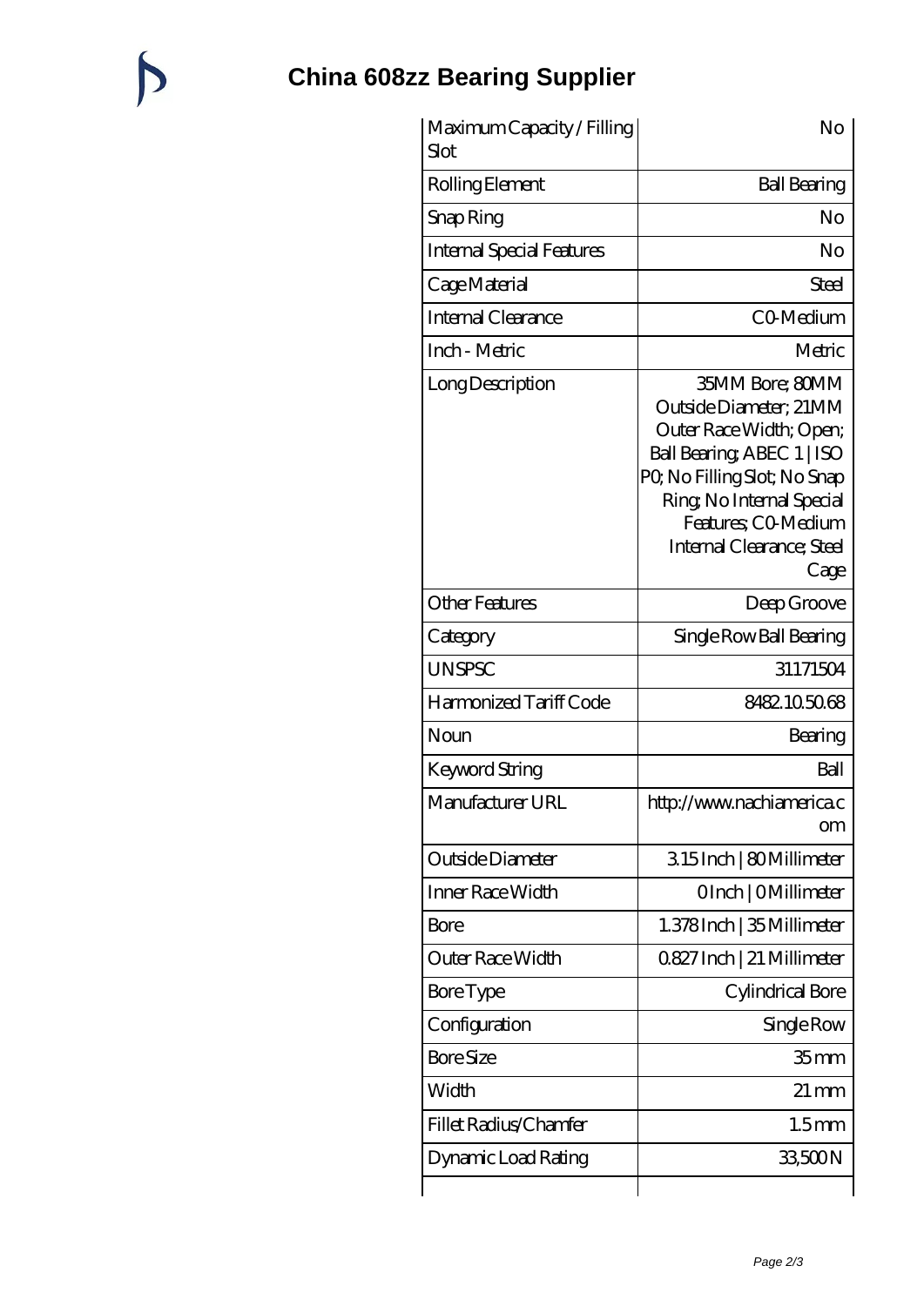# China 608zz Bearing Supplier

| | |
|---|---|
| Maximum Capacity / Filling Slot | No |
| Rolling Element | Ball Bearing |
| Snap Ring | No |
| Internal Special Features | No |
| Cage Material | Steel |
| Internal Clearance | C0-Medium |
| Inch - Metric | Metric |
| Long Description | 35MM Bore; 80MM Outside Diameter; 21MM Outer Race Width; Open; Ball Bearing; ABEC 1 \| ISO P0; No Filling Slot; No Snap Ring; No Internal Special Features; C0-Medium Internal Clearance; Steel Cage |
| Other Features | Deep Groove |
| Category | Single Row Ball Bearing |
| UNSPSC | 31171504 |
| Harmonized Tariff Code | 8482.10.50.68 |
| Noun | Bearing |
| Keyword String | Ball |
| Manufacturer URL | http://www.nachiamerica.com |
| Outside Diameter | 3.15 Inch \| 80 Millimeter |
| Inner Race Width | 0 Inch \| 0 Millimeter |
| Bore | 1.378 Inch \| 35 Millimeter |
| Outer Race Width | 0.827 Inch \| 21 Millimeter |
| Bore Type | Cylindrical Bore |
| Configuration | Single Row |
| Bore Size | 35 mm |
| Width | 21 mm |
| Fillet Radius/Chamfer | 1.5 mm |
| Dynamic Load Rating | 33,500 N |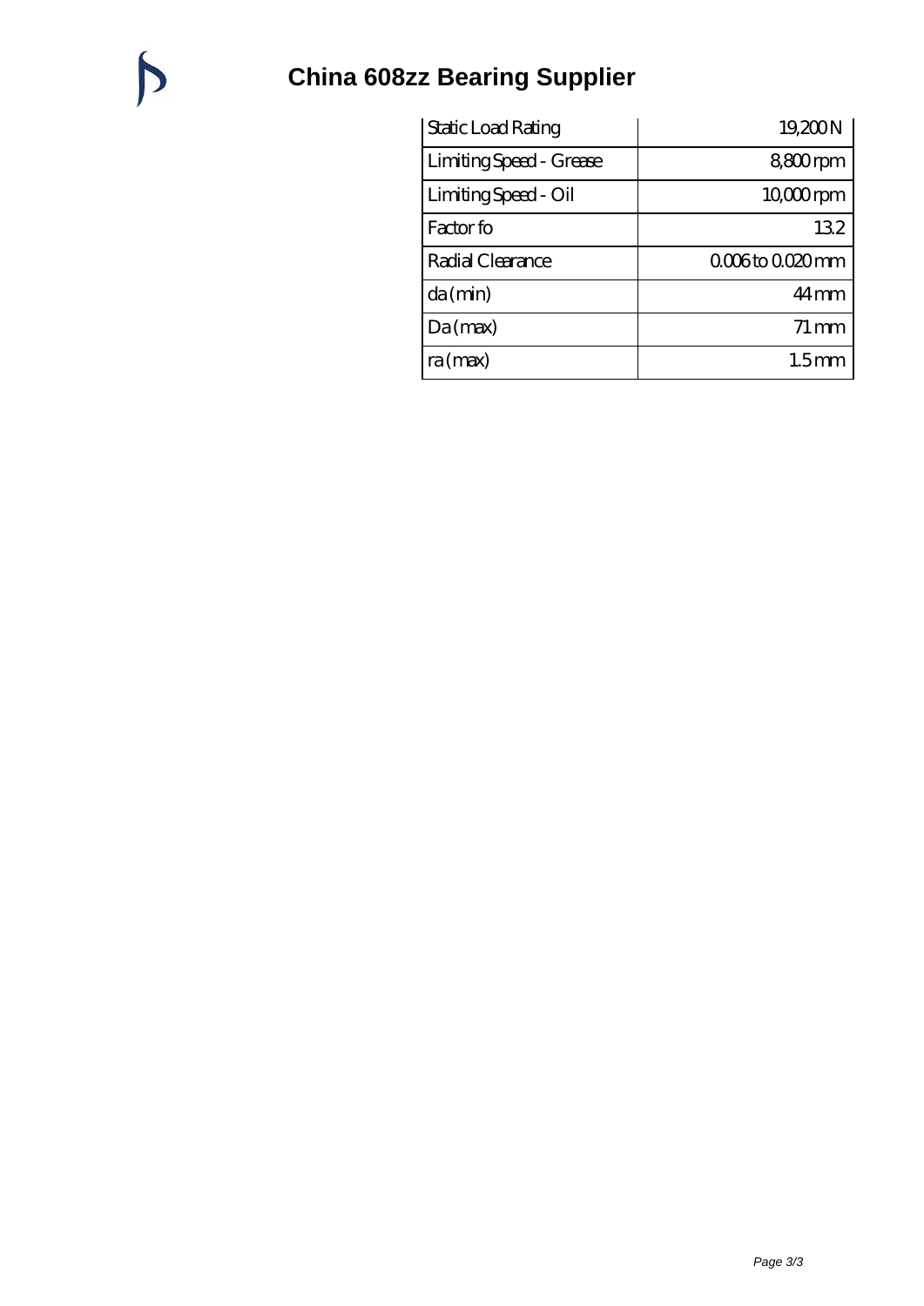| | |
|---|---|
| Static Load Rating | 19,200 N |
| Limiting Speed - Grease | 8,800 rpm |
| Limiting Speed - Oil | 10,000 rpm |
| Factor fo | 13.2 |
| Radial Clearance | 0.006 to 0.020 mm |
| da (min) | 44 mm |
| Da (max) | 71 mm |
| ra (max) | 1.5 mm |